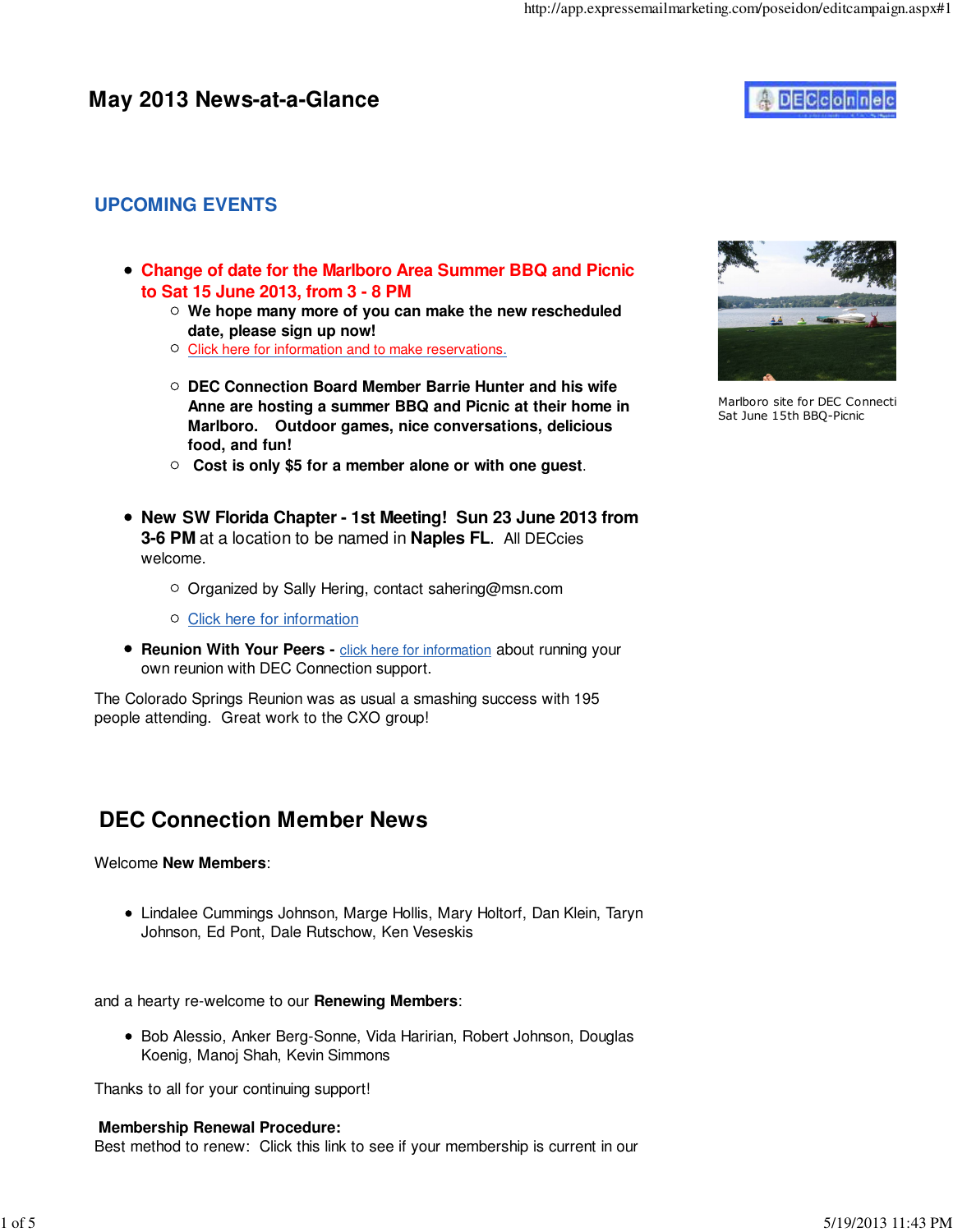# May 2013 News-at-a-Glance

## UPCOMING EVENTS

- **Change of date for the Marlboro Area Summer BBQ and Picnic to Sat 15 June 2013, from 3 - 8 PM**
  - **We hope many more of you can make the new rescheduled date, please sign up now!**
  - Click here for information and to make reservations.
  - **DEC Connection Board Member Barrie Hunter and his wife Anne are hosting a summer BBQ and Picnic at their home in Marlboro. Outdoor games, nice conversations, delicious food, and fun!**
  - **Cost is only $5 for a member alone or with one guest**.

Marlboro site for DEC Connecti Sat June 15th BBQ-Picnic

- **New SW Florida Chapter - 1st Meeting! Sun 23 June 2013 from 3-6 PM** at a location to be named in **Naples FL**. All DECcies welcome.
  - Organized by Sally Hering, contact sahering@msn.com
  - Click here for information
- **Reunion With Your Peers -** click here for information about running your own reunion with DEC Connection support.

The Colorado Springs Reunion was as usual a smashing success with 195 people attending. Great work to the CXO group!

## DEC Connection Member News

Welcome **New Members**:

- Lindalee Cummings Johnson, Marge Hollis, Mary Holtorf, Dan Klein, Taryn Johnson, Ed Pont, Dale Rutschow, Ken Veseskis

and a hearty re-welcome to our **Renewing Members**:

- Bob Alessio, Anker Berg-Sonne, Vida Haririan, Robert Johnson, Douglas Koenig, Manoj Shah, Kevin Simmons

Thanks to all for your continuing support!

**Membership Renewal Procedure:**
Best method to renew: Click this link to see if your membership is current in our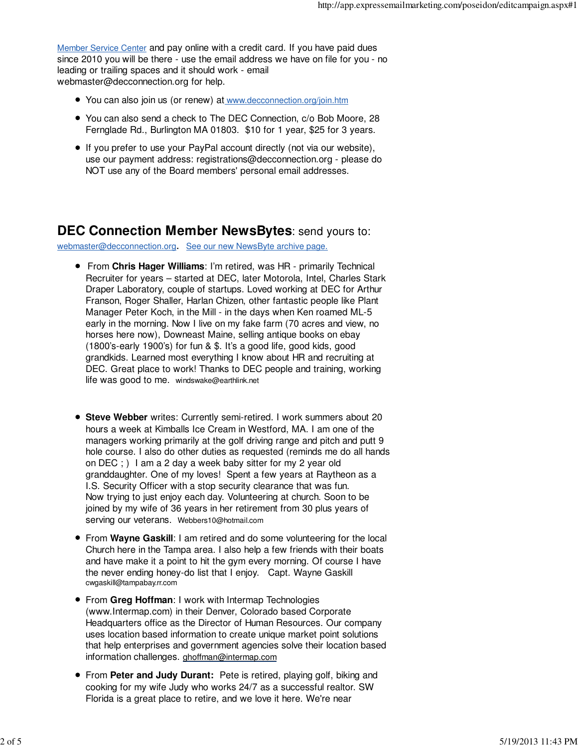Member Service Center and pay online with a credit card. If you have paid dues since 2010 you will be there - use the email address we have on file for you - no leading or trailing spaces and it should work - email webmaster@decconnection.org for help.

- You can also join us (or renew) at www.decconnection.org/join.htm
- You can also send a check to The DEC Connection, c/o Bob Moore, 28 Fernglade Rd., Burlington MA 01803. $10 for 1 year, $25 for 3 years.
- If you prefer to use your PayPal account directly (not via our website), use our payment address: registrations@decconnection.org - please do NOT use any of the Board members' personal email addresses.

## **DEC Connection Member NewsBytes**: send yours to:

webmaster@decconnection.org. See our new NewsByte archive page.

- From **Chris Hager Williams**: I'm retired, was HR - primarily Technical Recruiter for years – started at DEC, later Motorola, Intel, Charles Stark Draper Laboratory, couple of startups. Loved working at DEC for Arthur Franson, Roger Shaller, Harlan Chizen, other fantastic people like Plant Manager Peter Koch, in the Mill - in the days when Ken roamed ML-5 early in the morning. Now I live on my fake farm (70 acres and view, no horses here now), Downeast Maine, selling antique books on ebay (1800's-early 1900's) for fun & $. It's a good life, good kids, good grandkids. Learned most everything I know about HR and recruiting at DEC. Great place to work! Thanks to DEC people and training, working life was good to me. windswake@earthlink.net

- **Steve Webber** writes: Currently semi-retired. I work summers about 20 hours a week at Kimballs Ice Cream in Westford, MA. I am one of the managers working primarily at the golf driving range and pitch and putt 9 hole course. I also do other duties as requested (reminds me do all hands on DEC ; ) I am a 2 day a week baby sitter for my 2 year old granddaughter. One of my loves! Spent a few years at Raytheon as a I.S. Security Officer with a stop security clearance that was fun. Now trying to just enjoy each day. Volunteering at church. Soon to be joined by my wife of 36 years in her retirement from 30 plus years of serving our veterans. Webbers10@hotmail.com

- From **Wayne Gaskill**: I am retired and do some volunteering for the local Church here in the Tampa area. I also help a few friends with their boats and have make it a point to hit the gym every morning. Of course I have the never ending honey-do list that I enjoy. Capt. Wayne Gaskill cwgaskill@tampabay.rr.com

- From **Greg Hoffman**: I work with Intermap Technologies (www.Intermap.com) in their Denver, Colorado based Corporate Headquarters office as the Director of Human Resources. Our company uses location based information to create unique market point solutions that help enterprises and government agencies solve their location based information challenges. ghoffman@intermap.com

- From **Peter and Judy Durant:** Pete is retired, playing golf, biking and cooking for my wife Judy who works 24/7 as a successful realtor. SW Florida is a great place to retire, and we love it here. We're near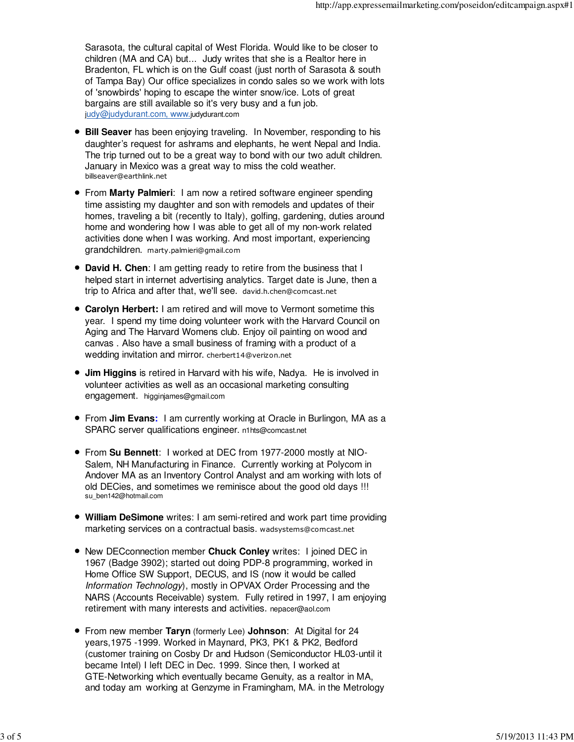Sarasota, the cultural capital of West Florida. Would like to be closer to children (MA and CA) but... Judy writes that she is a Realtor here in Bradenton, FL which is on the Gulf coast (just north of Sarasota & south of Tampa Bay) Our office specializes in condo sales so we work with lots of 'snowbirds' hoping to escape the winter snow/ice. Lots of great bargains are still available so it's very busy and a fun job.
judy@judydurant.com, www.judydurant.com

- **Bill Seaver** has been enjoying traveling. In November, responding to his daughter's request for ashrams and elephants, he went Nepal and India. The trip turned out to be a great way to bond with our two adult children. January in Mexico was a great way to miss the cold weather. billseaver@earthlink.net

- From **Marty Palmieri**: I am now a retired software engineer spending time assisting my daughter and son with remodels and updates of their homes, traveling a bit (recently to Italy), golfing, gardening, duties around home and wondering how I was able to get all of my non-work related activities done when I was working. And most important, experiencing grandchildren. marty.palmieri@gmail.com

- **David H. Chen**: I am getting ready to retire from the business that I helped start in internet advertising analytics. Target date is June, then a trip to Africa and after that, we'll see. david.h.chen@comcast.net

- **Carolyn Herbert:** I am retired and will move to Vermont sometime this year. I spend my time doing volunteer work with the Harvard Council on Aging and The Harvard Womens club. Enjoy oil painting on wood and canvas . Also have a small business of framing with a product of a wedding invitation and mirror. cherbert14@verizon.net

- **Jim Higgins** is retired in Harvard with his wife, Nadya. He is involved in volunteer activities as well as an occasional marketing consulting engagement. higginjames@gmail.com

- From **Jim Evans:** I am currently working at Oracle in Burlingon, MA as a SPARC server qualifications engineer. n1hts@comcast.net

- From **Su Bennett**: I worked at DEC from 1977-2000 mostly at NIO-Salem, NH Manufacturing in Finance. Currently working at Polycom in Andover MA as an Inventory Control Analyst and am working with lots of old DECies, and sometimes we reminisce about the good old days !!! su_ben142@hotmail.com

- **William DeSimone** writes: I am semi-retired and work part time providing marketing services on a contractual basis. wadsystems@comcast.net

- New DECconnection member **Chuck Conley** writes: I joined DEC in 1967 (Badge 3902); started out doing PDP-8 programming, worked in Home Office SW Support, DECUS, and IS (now it would be called *Information Technology*), mostly in OPVAX Order Processing and the NARS (Accounts Receivable) system. Fully retired in 1997, I am enjoying retirement with many interests and activities. nepacer@aol.com

- From new member **Taryn** (formerly Lee) **Johnson**: At Digital for 24 years,1975 -1999. Worked in Maynard, PK3, PK1 & PK2, Bedford (customer training on Cosby Dr and Hudson (Semiconductor HL03-until it became Intel) I left DEC in Dec. 1999. Since then, I worked at GTE-Networking which eventually became Genuity, as a realtor in MA, and today am working at Genzyme in Framingham, MA. in the Metrology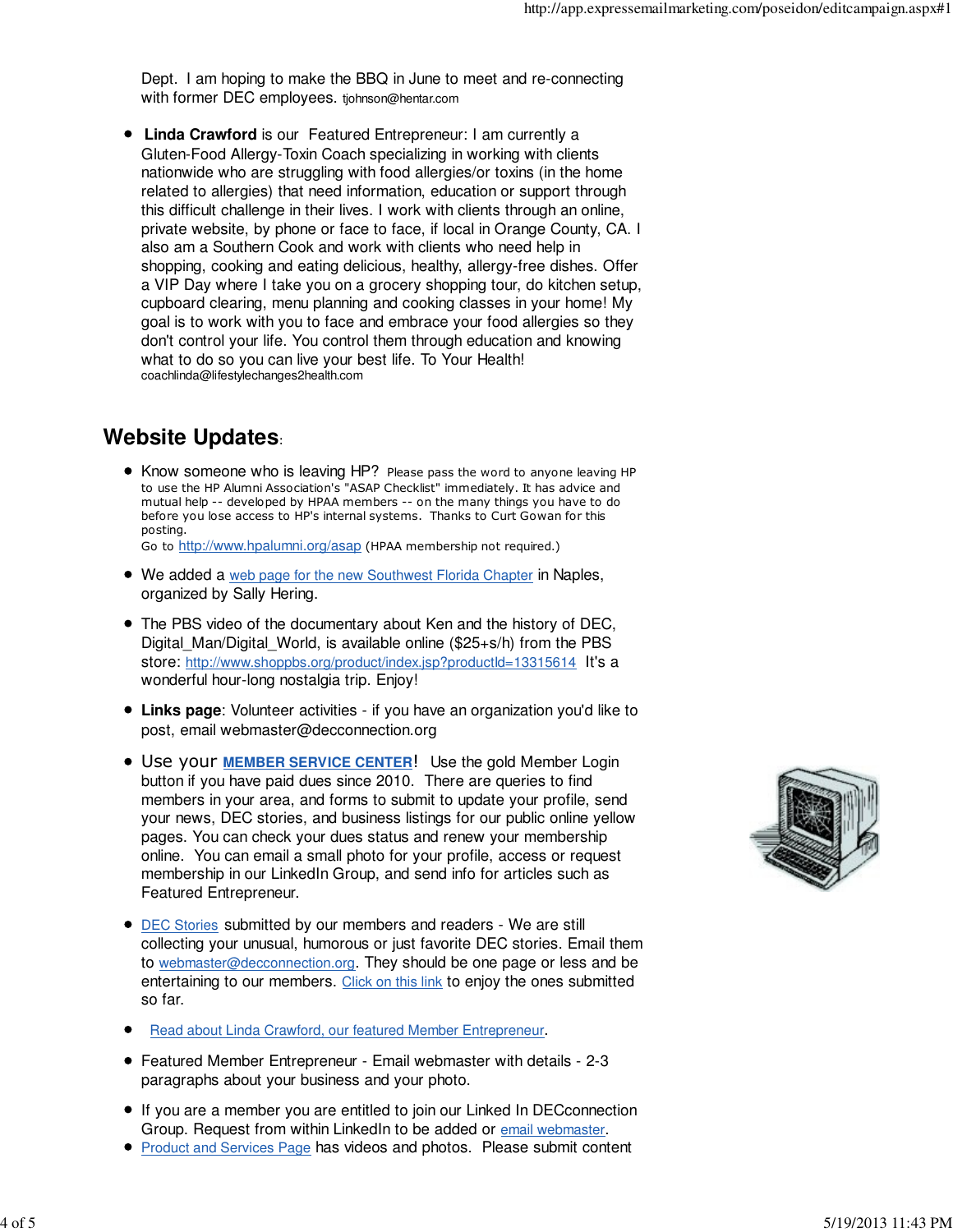Dept. I am hoping to make the BBQ in June to meet and re-connecting with former DEC employees. tjohnson@hentar.com

- **Linda Crawford** is our Featured Entrepreneur: I am currently a Gluten-Food Allergy-Toxin Coach specializing in working with clients nationwide who are struggling with food allergies/or toxins (in the home related to allergies) that need information, education or support through this difficult challenge in their lives. I work with clients through an online, private website, by phone or face to face, if local in Orange County, CA. I also am a Southern Cook and work with clients who need help in shopping, cooking and eating delicious, healthy, allergy-free dishes. Offer a VIP Day where I take you on a grocery shopping tour, do kitchen setup, cupboard clearing, menu planning and cooking classes in your home! My goal is to work with you to face and embrace your food allergies so they don't control your life. You control them through education and knowing what to do so you can live your best life. To Your Health! coachlinda@lifestylechanges2health.com

## Website Updates:

- Know someone who is leaving HP? Please pass the word to anyone leaving HP to use the HP Alumni Association's "ASAP Checklist" immediately. It has advice and mutual help -- developed by HPAA members -- on the many things you have to do before you lose access to HP's internal systems. Thanks to Curt Gowan for this posting.
  Go to http://www.hpalumni.org/asap (HPAA membership not required.)
- We added a web page for the new Southwest Florida Chapter in Naples, organized by Sally Hering.
- The PBS video of the documentary about Ken and the history of DEC, Digital_Man/Digital_World, is available online ($25+s/h) from the PBS store: http://www.shoppbs.org/product/index.jsp?productId=13315614 It's a wonderful hour-long nostalgia trip. Enjoy!
- **Links page**: Volunteer activities - if you have an organization you'd like to post, email webmaster@decconnection.org
- Use your **MEMBER SERVICE CENTER**! Use the gold Member Login button if you have paid dues since 2010. There are queries to find members in your area, and forms to submit to update your profile, send your news, DEC stories, and business listings for our public online yellow pages. You can check your dues status and renew your membership online. You can email a small photo for your profile, access or request membership in our LinkedIn Group, and send info for articles such as Featured Entrepreneur.
- DEC Stories submitted by our members and readers - We are still collecting your unusual, humorous or just favorite DEC stories. Email them to webmaster@decconnection.org. They should be one page or less and be entertaining to our members. Click on this link to enjoy the ones submitted so far.
- Read about Linda Crawford, our featured Member Entrepreneur.
- Featured Member Entrepreneur - Email webmaster with details - 2-3 paragraphs about your business and your photo.
- If you are a member you are entitled to join our Linked In DECconnection Group. Request from within LinkedIn to be added or email webmaster.
- Product and Services Page has videos and photos. Please submit content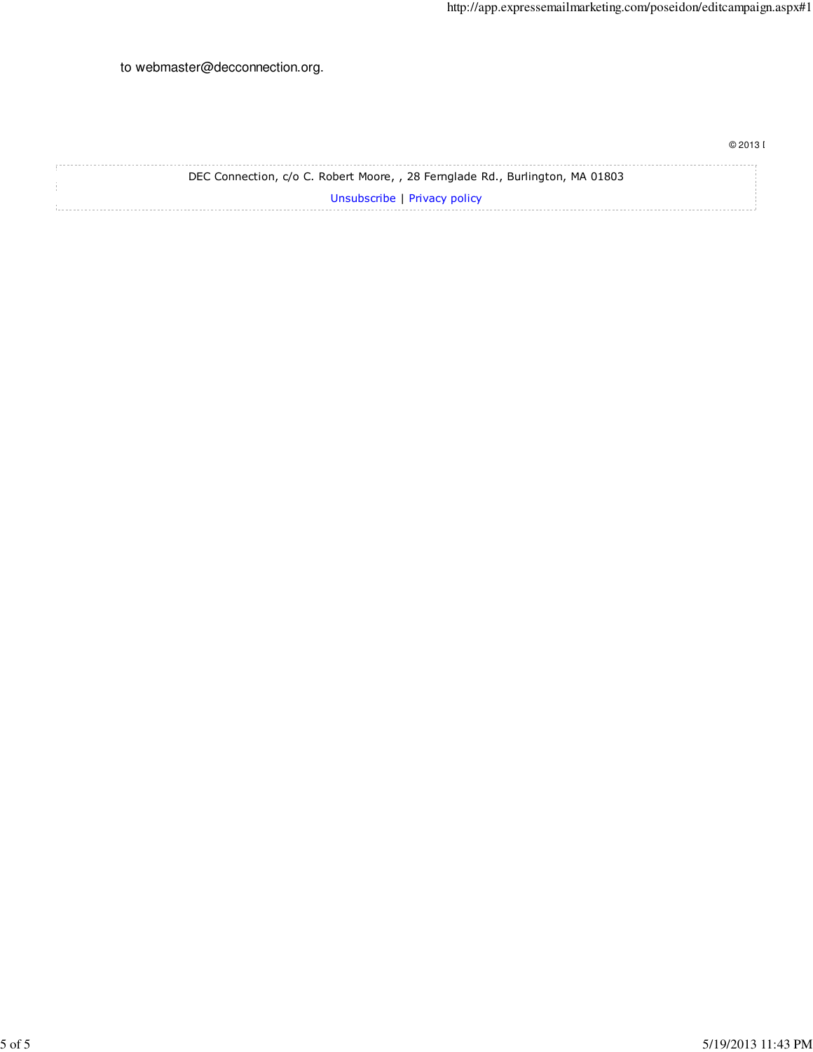to webmaster@decconnection.org.

© 2013 [

DEC Connection, c/o C. Robert Moore, , 28 Fernglade Rd., Burlington, MA 01803

Unsubscribe | Privacy policy